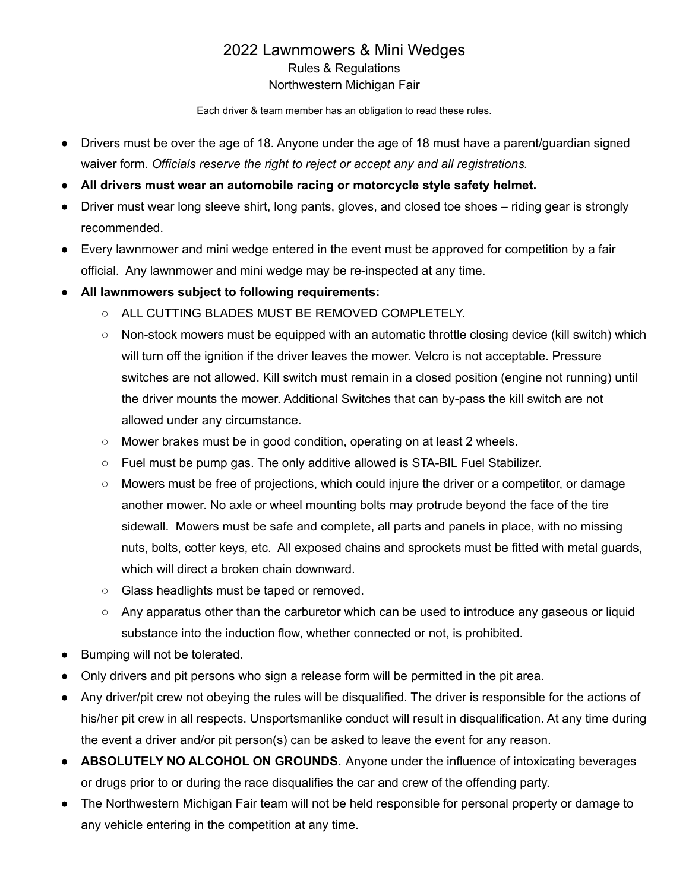# 2022 Lawnmowers & Mini Wedges

## Rules & Regulations

## Northwestern Michigan Fair

Each driver & team member has an obligation to read these rules.

- Drivers must be over the age of 18. Anyone under the age of 18 must have a parent/guardian signed waiver form. *Officials reserve the right to reject or accept any and all registrations.*
- **All drivers must wear an automobile racing or motorcycle style safety helmet.**
- Driver must wear long sleeve shirt, long pants, gloves, and closed toe shoes – riding gear is strongly recommended.
- Every lawnmower and mini wedge entered in the event must be approved for competition by a fair official. Any lawnmower and mini wedge may be re-inspected at any time.
- **All lawnmowers subject to following requirements:**
    - ALL CUTTING BLADES MUST BE REMOVED COMPLETELY.
    - Non-stock mowers must be equipped with an automatic throttle closing device (kill switch) which will turn off the ignition if the driver leaves the mower. Velcro is not acceptable. Pressure switches are not allowed. Kill switch must remain in a closed position (engine not running) until the driver mounts the mower. Additional Switches that can by-pass the kill switch are not allowed under any circumstance.
    - Mower brakes must be in good condition, operating on at least 2 wheels.
    - Fuel must be pump gas. The only additive allowed is STA-BIL Fuel Stabilizer.
    - Mowers must be free of projections, which could injure the driver or a competitor, or damage another mower. No axle or wheel mounting bolts may protrude beyond the face of the tire sidewall. Mowers must be safe and complete, all parts and panels in place, with no missing nuts, bolts, cotter keys, etc. All exposed chains and sprockets must be fitted with metal guards, which will direct a broken chain downward.
    - Glass headlights must be taped or removed.
    - Any apparatus other than the carburetor which can be used to introduce any gaseous or liquid substance into the induction flow, whether connected or not, is prohibited.
- Bumping will not be tolerated.
- Only drivers and pit persons who sign a release form will be permitted in the pit area.
- Any driver/pit crew not obeying the rules will be disqualified. The driver is responsible for the actions of his/her pit crew in all respects. Unsportsmanlike conduct will result in disqualification. At any time during the event a driver and/or pit person(s) can be asked to leave the event for any reason.
- **ABSOLUTELY NO ALCOHOL ON GROUNDS.** Anyone under the influence of intoxicating beverages or drugs prior to or during the race disqualifies the car and crew of the offending party.
- The Northwestern Michigan Fair team will not be held responsible for personal property or damage to any vehicle entering in the competition at any time.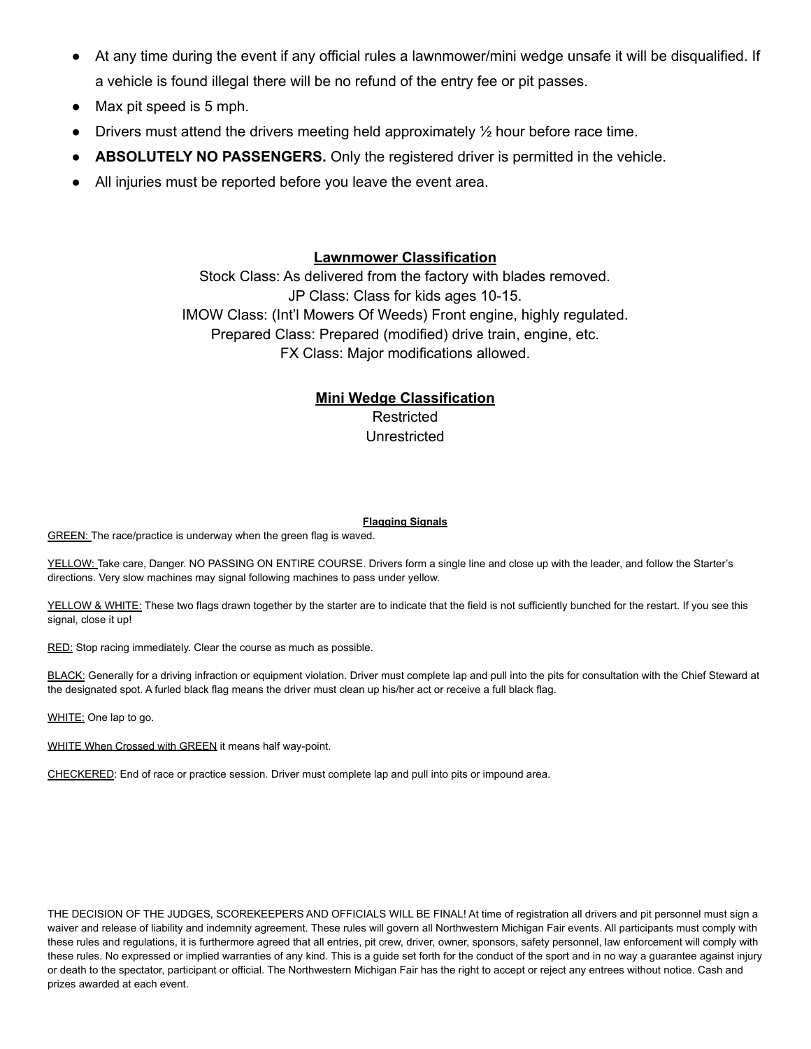- At any time during the event if any official rules a lawnmower/mini wedge unsafe it will be disqualified. If a vehicle is found illegal there will be no refund of the entry fee or pit passes.
- Max pit speed is 5 mph.
- Drivers must attend the drivers meeting held approximately ½ hour before race time.
- **ABSOLUTELY NO PASSENGERS.** Only the registered driver is permitted in the vehicle.
- All injuries must be reported before you leave the event area.

## Lawnmower Classification

Stock Class: As delivered from the factory with blades removed.
JP Class: Class for kids ages 10-15.
IMOW Class: (Int'l Mowers Of Weeds) Front engine, highly regulated.
Prepared Class: Prepared (modified) drive train, engine, etc.
FX Class: Major modifications allowed.

## Mini Wedge Classification

Restricted
Unrestricted

### Flagging Signals

GREEN: The race/practice is underway when the green flag is waved.

YELLOW: Take care, Danger. NO PASSING ON ENTIRE COURSE. Drivers form a single line and close up with the leader, and follow the Starter's directions. Very slow machines may signal following machines to pass under yellow.

YELLOW & WHITE: These two flags drawn together by the starter are to indicate that the field is not sufficiently bunched for the restart. If you see this signal, close it up!

RED: Stop racing immediately. Clear the course as much as possible.

BLACK: Generally for a driving infraction or equipment violation. Driver must complete lap and pull into the pits for consultation with the Chief Steward at the designated spot. A furled black flag means the driver must clean up his/her act or receive a full black flag.

WHITE: One lap to go.

WHITE When Crossed with GREEN it means half way-point.

CHECKERED: End of race or practice session. Driver must complete lap and pull into pits or impound area.

THE DECISION OF THE JUDGES, SCOREKEEPERS AND OFFICIALS WILL BE FINAL! At time of registration all drivers and pit personnel must sign a waiver and release of liability and indemnity agreement. These rules will govern all Northwestern Michigan Fair events. All participants must comply with these rules and regulations, it is furthermore agreed that all entries, pit crew, driver, owner, sponsors, safety personnel, law enforcement will comply with these rules. No expressed or implied warranties of any kind. This is a guide set forth for the conduct of the sport and in no way a guarantee against injury or death to the spectator, participant or official. The Northwestern Michigan Fair has the right to accept or reject any entrees without notice. Cash and prizes awarded at each event.